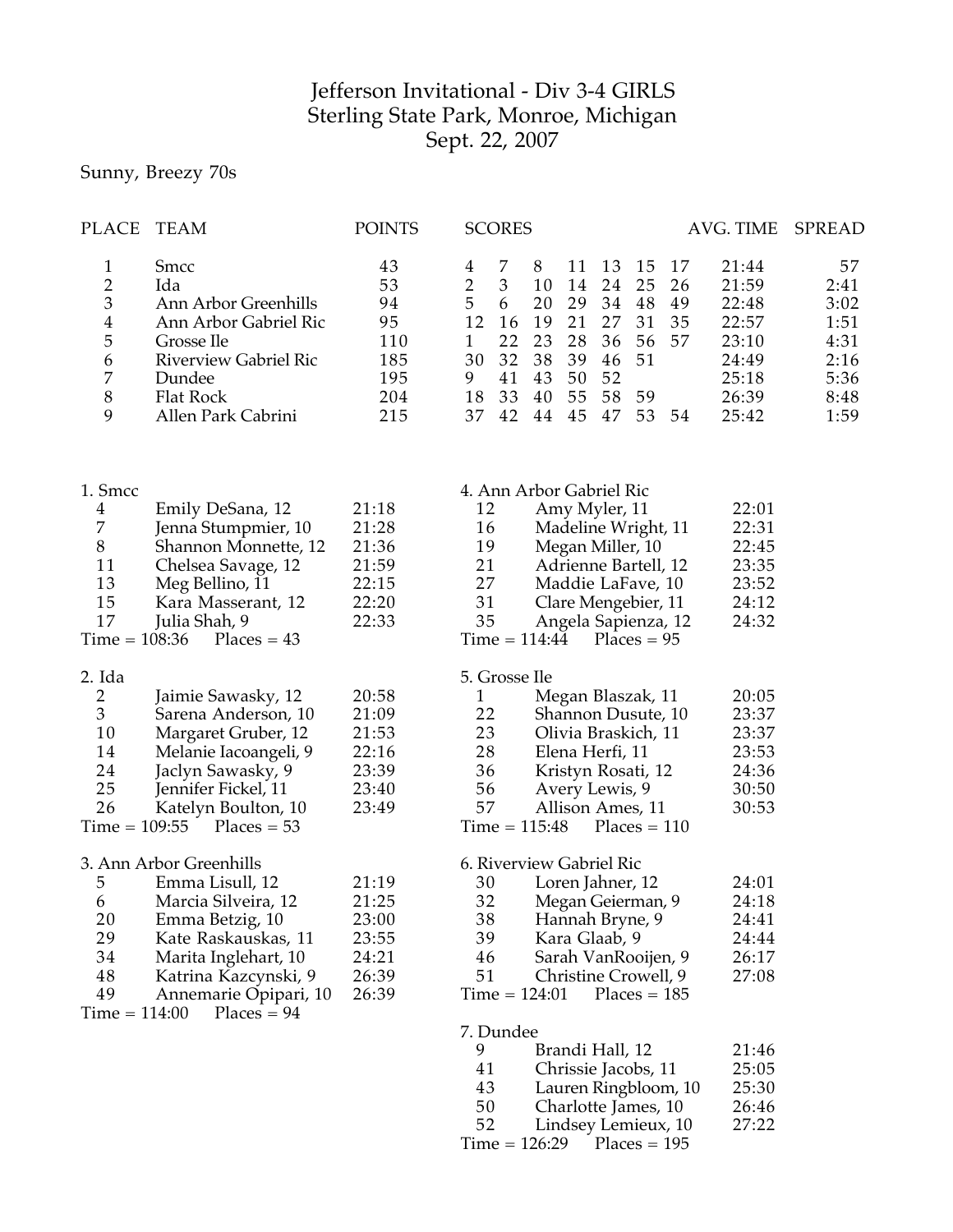# Jefferson Invitational - Div 3-4 GIRLS
## Sterling State Park, Monroe, Michigan
## Sept. 22, 2007

Sunny, Breezy 70s

| PLACE | TEAM | POINTS | SCORES | | | | | | | AVG. TIME | SPREAD |
|---|---|---|---|---|---|---|---|---|---|---|---|
| 1 | Smcc | 43 | 4 | 7 | 8 | 11 | 13 | 15 | 17 | 21:44 | 57 |
| 2 | Ida | 53 | 2 | 3 | 10 | 14 | 24 | 25 | 26 | 21:59 | 2:41 |
| 3 | Ann Arbor Greenhills | 94 | 5 | 6 | 20 | 29 | 34 | 48 | 49 | 22:48 | 3:02 |
| 4 | Ann Arbor Gabriel Ric | 95 | 12 | 16 | 19 | 21 | 27 | 31 | 35 | 22:57 | 1:51 |
| 5 | Grosse Ile | 110 | 1 | 22 | 23 | 28 | 36 | 56 | 57 | 23:10 | 4:31 |
| 6 | Riverview Gabriel Ric | 185 | 30 | 32 | 38 | 39 | 46 | 51 | | 24:49 | 2:16 |
| 7 | Dundee | 195 | 9 | 41 | 43 | 50 | 52 | | | 25:18 | 5:36 |
| 8 | Flat Rock | 204 | 18 | 33 | 40 | 55 | 58 | 59 | | 26:39 | 8:48 |
| 9 | Allen Park Cabrini | 215 | 37 | 42 | 44 | 45 | 47 | 53 | 54 | 25:42 | 1:59 |

### 1. Smcc

| Place | Name | Time |
|---|---|---|
| 4 | Emily DeSana, 12 | 21:18 |
| 7 | Jenna Stumpmier, 10 | 21:28 |
| 8 | Shannon Monnette, 12 | 21:36 |
| 11 | Chelsea Savage, 12 | 21:59 |
| 13 | Meg Bellino, 11 | 22:15 |
| 15 | Kara Masserant, 12 | 22:20 |
| 17 | Julia Shah, 9 | 22:33 |

Time = 108:36    Places = 43

### 2. Ida

| Place | Name | Time |
|---|---|---|
| 2 | Jaimie Sawasky, 12 | 20:58 |
| 3 | Sarena Anderson, 10 | 21:09 |
| 10 | Margaret Gruber, 12 | 21:53 |
| 14 | Melanie Iacoangeli, 9 | 22:16 |
| 24 | Jaclyn Sawasky, 9 | 23:39 |
| 25 | Jennifer Fickel, 11 | 23:40 |
| 26 | Katelyn Boulton, 10 | 23:49 |

Time = 109:55    Places = 53

### 3. Ann Arbor Greenhills

| Place | Name | Time |
|---|---|---|
| 5 | Emma Lisull, 12 | 21:19 |
| 6 | Marcia Silveira, 12 | 21:25 |
| 20 | Emma Betzig, 10 | 23:00 |
| 29 | Kate Raskauskas, 11 | 23:55 |
| 34 | Marita Inglehart, 10 | 24:21 |
| 48 | Katrina Kazcynski, 9 | 26:39 |
| 49 | Annemarie Opipari, 10 | 26:39 |

Time = 114:00    Places = 94

### 4. Ann Arbor Gabriel Ric

| Place | Name | Time |
|---|---|---|
| 12 | Amy Myler, 11 | 22:01 |
| 16 | Madeline Wright, 11 | 22:31 |
| 19 | Megan Miller, 10 | 22:45 |
| 21 | Adrienne Bartell, 12 | 23:35 |
| 27 | Maddie LaFave, 10 | 23:52 |
| 31 | Clare Mengebier, 11 | 24:12 |
| 35 | Angela Sapienza, 12 | 24:32 |

Time = 114:44    Places = 95

### 5. Grosse Ile

| Place | Name | Time |
|---|---|---|
| 1 | Megan Blaszak, 11 | 20:05 |
| 22 | Shannon Dusute, 10 | 23:37 |
| 23 | Olivia Braskich, 11 | 23:37 |
| 28 | Elena Herfi, 11 | 23:53 |
| 36 | Kristyn Rosati, 12 | 24:36 |
| 56 | Avery Lewis, 9 | 30:50 |
| 57 | Allison Ames, 11 | 30:53 |

Time = 115:48    Places = 110

### 6. Riverview Gabriel Ric

| Place | Name | Time |
|---|---|---|
| 30 | Loren Jahner, 12 | 24:01 |
| 32 | Megan Geierman, 9 | 24:18 |
| 38 | Hannah Bryne, 9 | 24:41 |
| 39 | Kara Glaab, 9 | 24:44 |
| 46 | Sarah VanRooijen, 9 | 26:17 |
| 51 | Christine Crowell, 9 | 27:08 |

Time = 124:01    Places = 185

### 7. Dundee

| Place | Name | Time |
|---|---|---|
| 9 | Brandi Hall, 12 | 21:46 |
| 41 | Chrissie Jacobs, 11 | 25:05 |
| 43 | Lauren Ringbloom, 10 | 25:30 |
| 50 | Charlotte James, 10 | 26:46 |
| 52 | Lindsey Lemieux, 10 | 27:22 |

Time = 126:29    Places = 195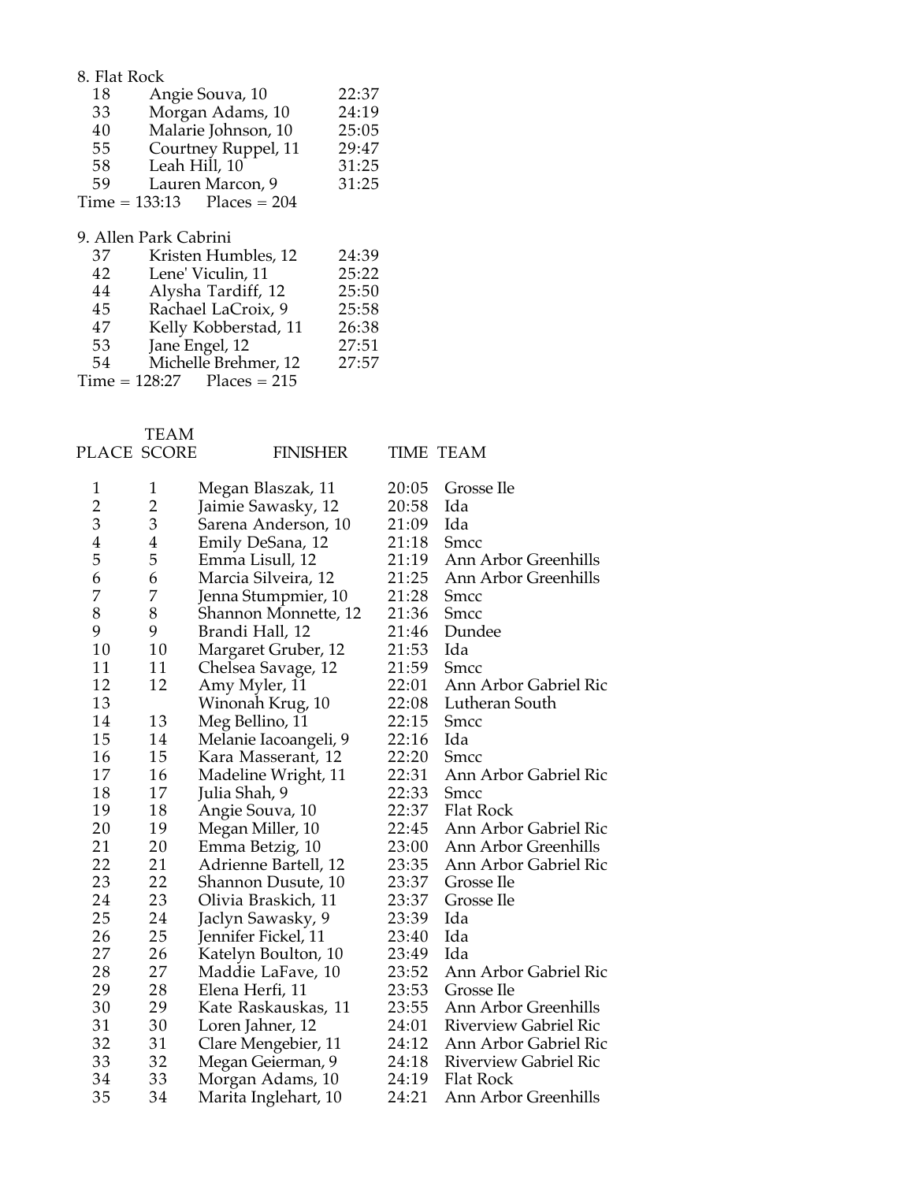8. Flat Rock

| | | |
|---|---|---|
| 18 | Angie Souva, 10 | 22:37 |
| 33 | Morgan Adams, 10 | 24:19 |
| 40 | Malarie Johnson, 10 | 25:05 |
| 55 | Courtney Ruppel, 11 | 29:47 |
| 58 | Leah Hill, 10 | 31:25 |
| 59 | Lauren Marcon, 9 | 31:25 |

Time = 133:13 Places = 204

9. Allen Park Cabrini

| | | |
|---|---|---|
| 37 | Kristen Humbles, 12 | 24:39 |
| 42 | Lene' Viculin, 11 | 25:22 |
| 44 | Alysha Tardiff, 12 | 25:50 |
| 45 | Rachael LaCroix, 9 | 25:58 |
| 47 | Kelly Kobberstad, 11 | 26:38 |
| 53 | Jane Engel, 12 | 27:51 |
| 54 | Michelle Brehmer, 12 | 27:57 |

Time = 128:27 Places = 215

| PLACE | TEAM SCORE | FINISHER | TIME | TEAM |
|---|---|---|---|---|
| 1 | 1 | Megan Blaszak, 11 | 20:05 | Grosse Ile |
| 2 | 2 | Jaimie Sawasky, 12 | 20:58 | Ida |
| 3 | 3 | Sarena Anderson, 10 | 21:09 | Ida |
| 4 | 4 | Emily DeSana, 12 | 21:18 | Smcc |
| 5 | 5 | Emma Lisull, 12 | 21:19 | Ann Arbor Greenhills |
| 6 | 6 | Marcia Silveira, 12 | 21:25 | Ann Arbor Greenhills |
| 7 | 7 | Jenna Stumpmier, 10 | 21:28 | Smcc |
| 8 | 8 | Shannon Monnette, 12 | 21:36 | Smcc |
| 9 | 9 | Brandi Hall, 12 | 21:46 | Dundee |
| 10 | 10 | Margaret Gruber, 12 | 21:53 | Ida |
| 11 | 11 | Chelsea Savage, 12 | 21:59 | Smcc |
| 12 | 12 | Amy Myler, 11 | 22:01 | Ann Arbor Gabriel Ric |
| 13 | | Winonah Krug, 10 | 22:08 | Lutheran South |
| 14 | 13 | Meg Bellino, 11 | 22:15 | Smcc |
| 15 | 14 | Melanie Iacoangeli, 9 | 22:16 | Ida |
| 16 | 15 | Kara Masserant, 12 | 22:20 | Smcc |
| 17 | 16 | Madeline Wright, 11 | 22:31 | Ann Arbor Gabriel Ric |
| 18 | 17 | Julia Shah, 9 | 22:33 | Smcc |
| 19 | 18 | Angie Souva, 10 | 22:37 | Flat Rock |
| 20 | 19 | Megan Miller, 10 | 22:45 | Ann Arbor Gabriel Ric |
| 21 | 20 | Emma Betzig, 10 | 23:00 | Ann Arbor Greenhills |
| 22 | 21 | Adrienne Bartell, 12 | 23:35 | Ann Arbor Gabriel Ric |
| 23 | 22 | Shannon Dusute, 10 | 23:37 | Grosse Ile |
| 24 | 23 | Olivia Braskich, 11 | 23:37 | Grosse Ile |
| 25 | 24 | Jaclyn Sawasky, 9 | 23:39 | Ida |
| 26 | 25 | Jennifer Fickel, 11 | 23:40 | Ida |
| 27 | 26 | Katelyn Boulton, 10 | 23:49 | Ida |
| 28 | 27 | Maddie LaFave, 10 | 23:52 | Ann Arbor Gabriel Ric |
| 29 | 28 | Elena Herfi, 11 | 23:53 | Grosse Ile |
| 30 | 29 | Kate Raskauskas, 11 | 23:55 | Ann Arbor Greenhills |
| 31 | 30 | Loren Jahner, 12 | 24:01 | Riverview Gabriel Ric |
| 32 | 31 | Clare Mengebier, 11 | 24:12 | Ann Arbor Gabriel Ric |
| 33 | 32 | Megan Geierman, 9 | 24:18 | Riverview Gabriel Ric |
| 34 | 33 | Morgan Adams, 10 | 24:19 | Flat Rock |
| 35 | 34 | Marita Inglehart, 10 | 24:21 | Ann Arbor Greenhills |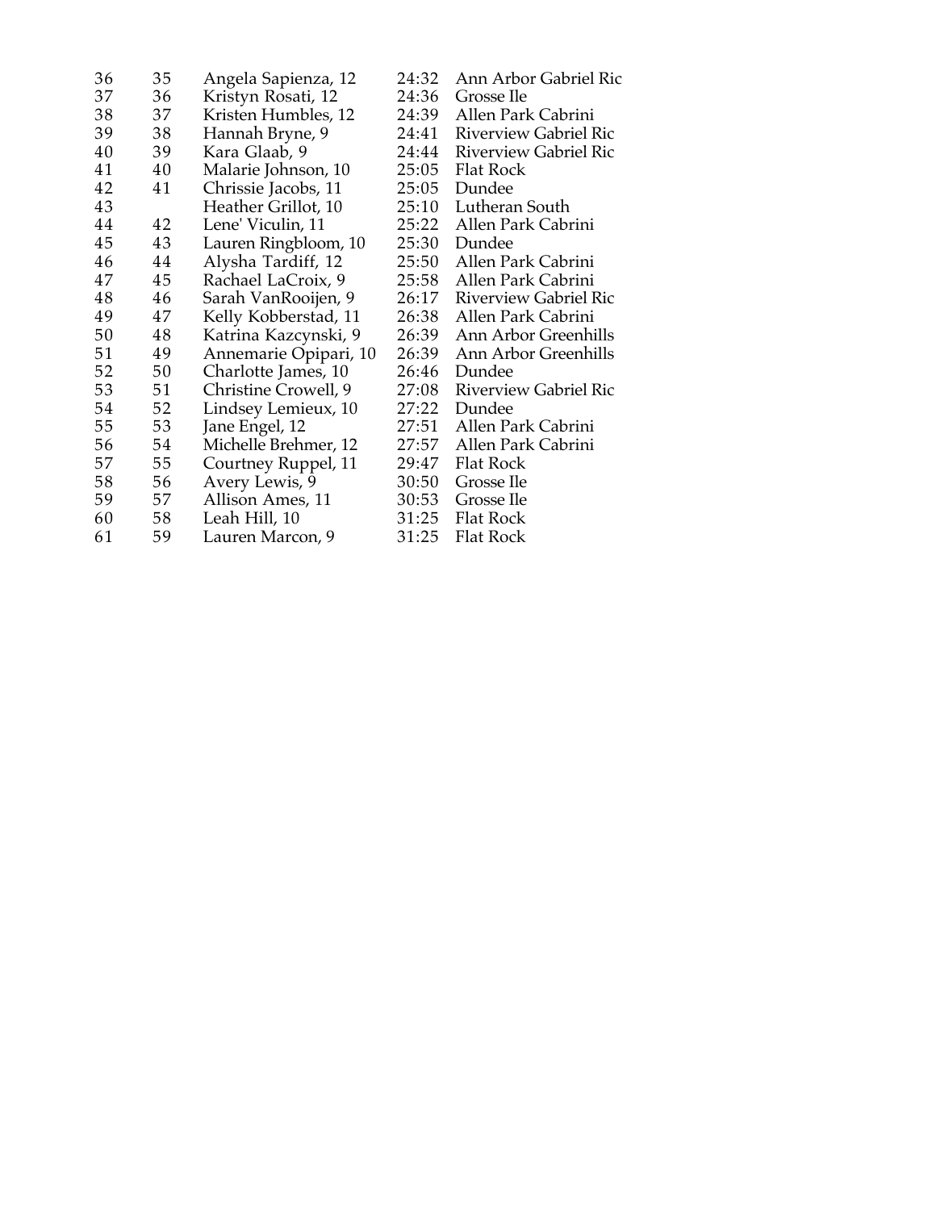| | | | | |
|---|---|---|---|---|
| 36 | 35 | Angela Sapienza, 12 | 24:32 | Ann Arbor Gabriel Ric |
| 37 | 36 | Kristyn Rosati, 12 | 24:36 | Grosse Ile |
| 38 | 37 | Kristen Humbles, 12 | 24:39 | Allen Park Cabrini |
| 39 | 38 | Hannah Bryne, 9 | 24:41 | Riverview Gabriel Ric |
| 40 | 39 | Kara Glaab, 9 | 24:44 | Riverview Gabriel Ric |
| 41 | 40 | Malarie Johnson, 10 | 25:05 | Flat Rock |
| 42 | 41 | Chrissie Jacobs, 11 | 25:05 | Dundee |
| 43 | | Heather Grillot, 10 | 25:10 | Lutheran South |
| 44 | 42 | Lene' Viculin, 11 | 25:22 | Allen Park Cabrini |
| 45 | 43 | Lauren Ringbloom, 10 | 25:30 | Dundee |
| 46 | 44 | Alysha Tardiff, 12 | 25:50 | Allen Park Cabrini |
| 47 | 45 | Rachael LaCroix, 9 | 25:58 | Allen Park Cabrini |
| 48 | 46 | Sarah VanRooijen, 9 | 26:17 | Riverview Gabriel Ric |
| 49 | 47 | Kelly Kobberstad, 11 | 26:38 | Allen Park Cabrini |
| 50 | 48 | Katrina Kazcynski, 9 | 26:39 | Ann Arbor Greenhills |
| 51 | 49 | Annemarie Opipari, 10 | 26:39 | Ann Arbor Greenhills |
| 52 | 50 | Charlotte James, 10 | 26:46 | Dundee |
| 53 | 51 | Christine Crowell, 9 | 27:08 | Riverview Gabriel Ric |
| 54 | 52 | Lindsey Lemieux, 10 | 27:22 | Dundee |
| 55 | 53 | Jane Engel, 12 | 27:51 | Allen Park Cabrini |
| 56 | 54 | Michelle Brehmer, 12 | 27:57 | Allen Park Cabrini |
| 57 | 55 | Courtney Ruppel, 11 | 29:47 | Flat Rock |
| 58 | 56 | Avery Lewis, 9 | 30:50 | Grosse Ile |
| 59 | 57 | Allison Ames, 11 | 30:53 | Grosse Ile |
| 60 | 58 | Leah Hill, 10 | 31:25 | Flat Rock |
| 61 | 59 | Lauren Marcon, 9 | 31:25 | Flat Rock |